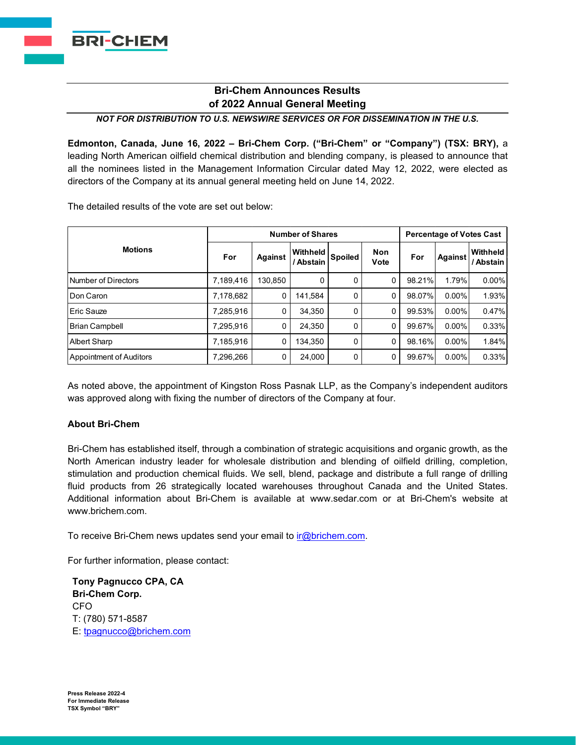BRI-CHEM

# Bri-Chem Announces Results of 2022 Annual General Meeting

***NOT FOR DISTRIBUTION TO U.S. NEWSWIRE SERVICES OR FOR DISSEMINATION IN THE U.S.***

**Edmonton, Canada, June 16, 2022 – Bri-Chem Corp. ("Bri-Chem" or "Company") (TSX: BRY),** a leading North American oilfield chemical distribution and blending company, is pleased to announce that all the nominees listed in the Management Information Circular dated May 12, 2022, were elected as directors of the Company at its annual general meeting held on June 14, 2022.

The detailed results of the vote are set out below:

| Motions | Number of Shares | | | | | Percentage of Votes Cast | | |
|---|---|---|---|---|---|---|---|---|
| | For | Against | Withheld / Abstain | Spoiled | Non Vote | For | Against | Withheld / Abstain |
| Number of Directors | 7,189,416 | 130,850 | 0 | 0 | 0 | 98.21% | 1.79% | 0.00% |
| Don Caron | 7,178,682 | 0 | 141,584 | 0 | 0 | 98.07% | 0.00% | 1.93% |
| Eric Sauze | 7,285,916 | 0 | 34,350 | 0 | 0 | 99.53% | 0.00% | 0.47% |
| Brian Campbell | 7,295,916 | 0 | 24,350 | 0 | 0 | 99.67% | 0.00% | 0.33% |
| Albert Sharp | 7,185,916 | 0 | 134,350 | 0 | 0 | 98.16% | 0.00% | 1.84% |
| Appointment of Auditors | 7,296,266 | 0 | 24,000 | 0 | 0 | 99.67% | 0.00% | 0.33% |

As noted above, the appointment of Kingston Ross Pasnak LLP, as the Company's independent auditors was approved along with fixing the number of directors of the Company at four.

**About Bri-Chem**

Bri-Chem has established itself, through a combination of strategic acquisitions and organic growth, as the North American industry leader for wholesale distribution and blending of oilfield drilling, completion, stimulation and production chemical fluids. We sell, blend, package and distribute a full range of drilling fluid products from 26 strategically located warehouses throughout Canada and the United States. Additional information about Bri-Chem is available at www.sedar.com or at Bri-Chem's website at www.brichem.com.

To receive Bri-Chem news updates send your email to ir@brichem.com.

For further information, please contact:

**Tony Pagnucco CPA, CA**
**Bri-Chem Corp.**
CFO
T: (780) 571-8587
E: tpagnucco@brichem.com

**Press Release 2022-4**
**For Immediate Release**
**TSX Symbol "BRY"**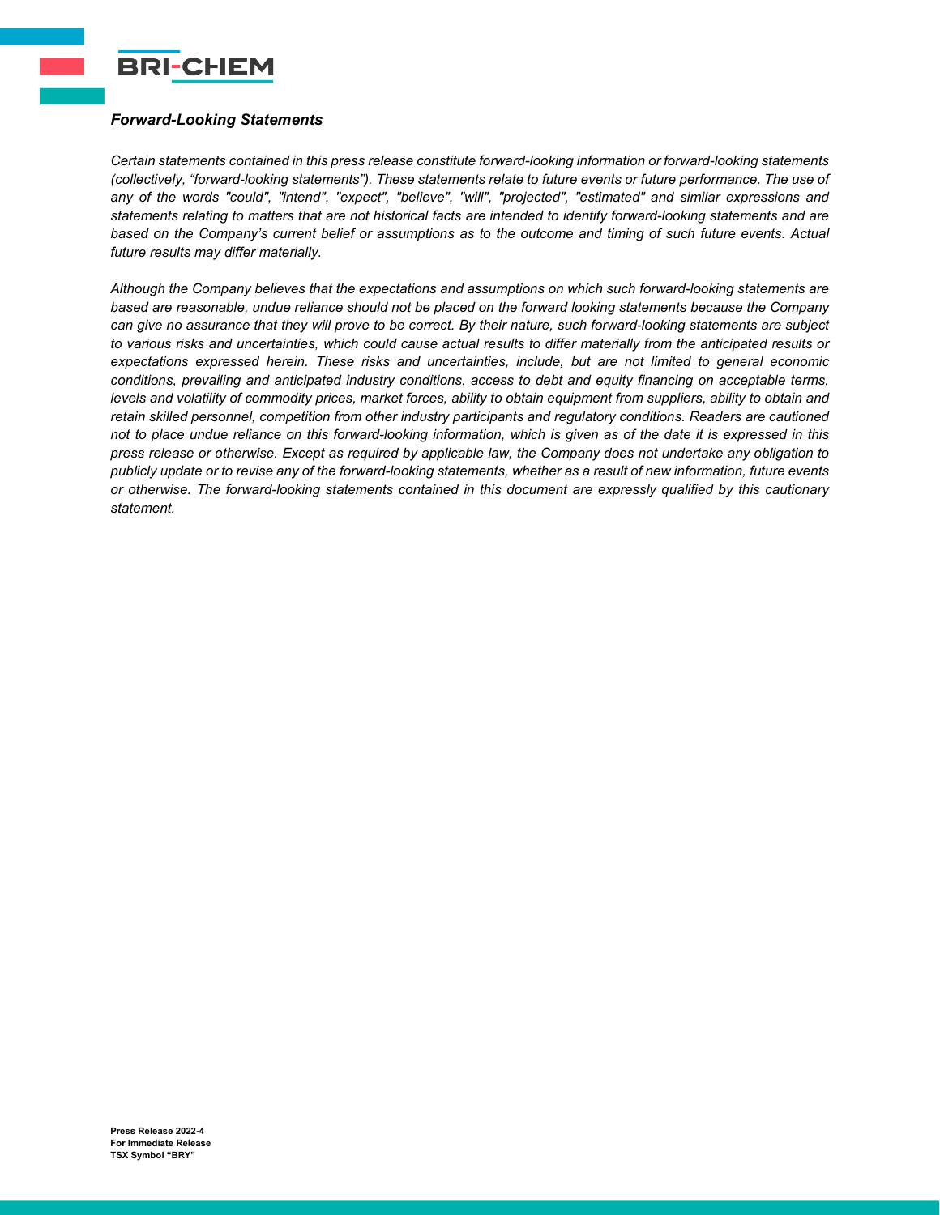### *Forward-Looking Statements*

*Certain statements contained in this press release constitute forward-looking information or forward-looking statements (collectively, “forward-looking statements”). These statements relate to future events or future performance. The use of any of the words "could", "intend", "expect", "believe", "will", "projected", "estimated" and similar expressions and statements relating to matters that are not historical facts are intended to identify forward-looking statements and are based on the Company’s current belief or assumptions as to the outcome and timing of such future events. Actual future results may differ materially.*

*Although the Company believes that the expectations and assumptions on which such forward-looking statements are based are reasonable, undue reliance should not be placed on the forward looking statements because the Company can give no assurance that they will prove to be correct. By their nature, such forward-looking statements are subject to various risks and uncertainties, which could cause actual results to differ materially from the anticipated results or expectations expressed herein. These risks and uncertainties, include, but are not limited to general economic conditions, prevailing and anticipated industry conditions, access to debt and equity financing on acceptable terms, levels and volatility of commodity prices, market forces, ability to obtain equipment from suppliers, ability to obtain and retain skilled personnel, competition from other industry participants and regulatory conditions. Readers are cautioned not to place undue reliance on this forward-looking information, which is given as of the date it is expressed in this press release or otherwise. Except as required by applicable law, the Company does not undertake any obligation to publicly update or to revise any of the forward-looking statements, whether as a result of new information, future events or otherwise. The forward-looking statements contained in this document are expressly qualified by this cautionary statement.*